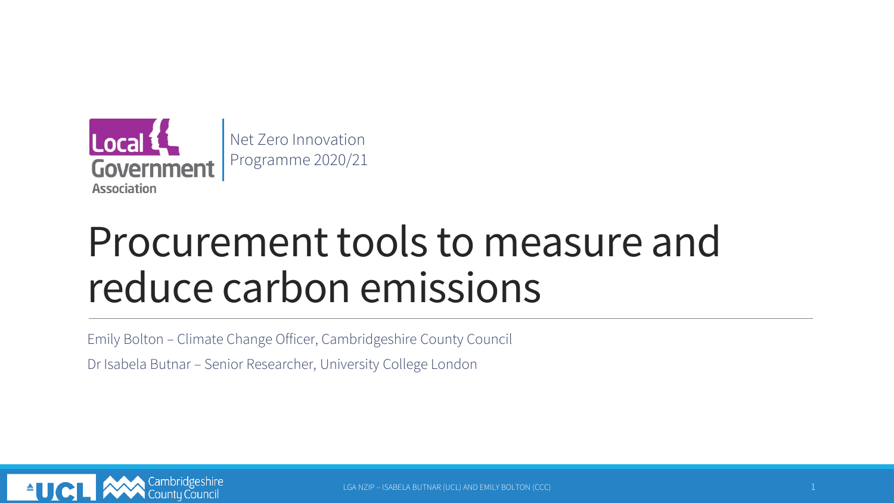Local Government Association

Net Zero Innovation Programme 2020/21

# Procurement tools to measure and reduce carbon emissions

Emily Bolton – Climate Change Officer, Cambridgeshire County Council

Dr Isabela Butnar – Senior Researcher, University College London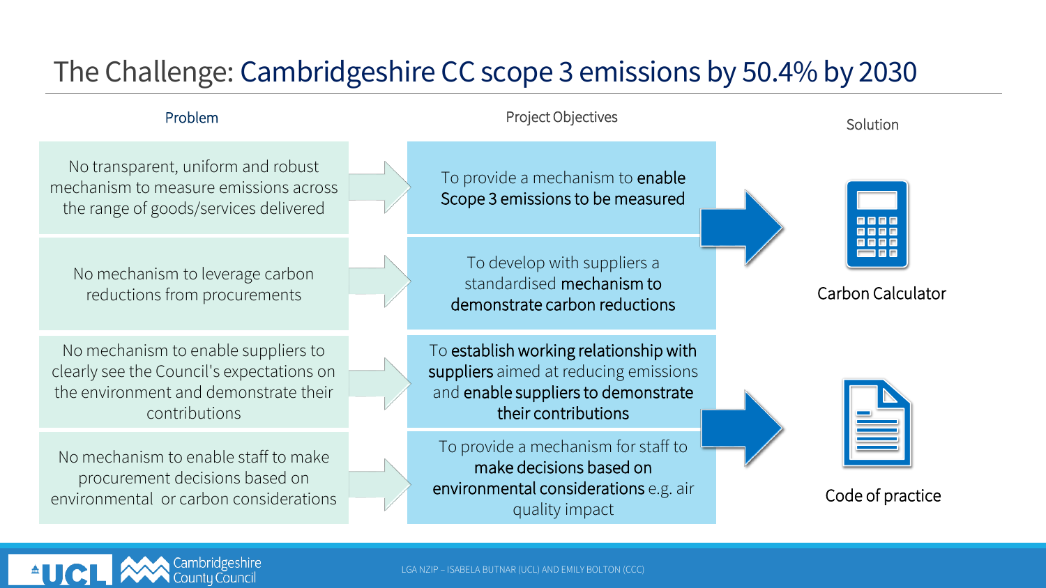# The Challenge: Cambridgeshire CC scope 3 emissions by 50.4% by 2030

| Problem | Project Objectives | Solution |
| --- | --- | --- |
| No transparent, uniform and robust mechanism to measure emissions across the range of goods/services delivered | To provide a mechanism to **enable Scope 3 emissions to be measured** | Carbon Calculator |
| No mechanism to leverage carbon reductions from procurements | To develop with suppliers a standardised **mechanism to demonstrate carbon reductions** | Carbon Calculator |
| No mechanism to enable suppliers to clearly see the Council's expectations on the environment and demonstrate their contributions | To **establish working relationship with suppliers** aimed at reducing emissions and **enable suppliers to demonstrate their contributions** | Code of practice |
| No mechanism to enable staff to make procurement decisions based on environmental or carbon considerations | To provide a mechanism for staff to **make decisions based on environmental considerations** e.g. air quality impact | Code of practice |

LGA NZIP – ISABELA BUTNAR (UCL) AND EMILY BOLTON (CCC)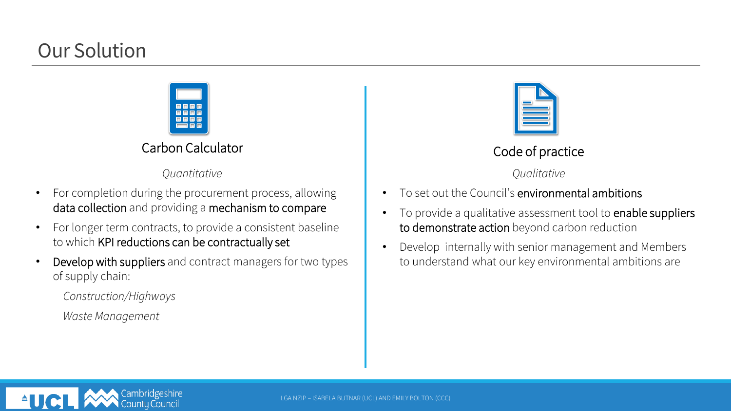# Our Solution

## Carbon Calculator

*Quantitative*

- For completion during the procurement process, allowing **data collection** and providing a **mechanism to compare**
- For longer term contracts, to provide a consistent baseline to which **KPI reductions can be contractually set**
- **Develop with suppliers** and contract managers for two types of supply chain:

  *Construction/Highways*

  *Waste Management*

## Code of practice

*Qualitative*

- To set out the Council's **environmental ambitions**
- To provide a qualitative assessment tool to **enable suppliers to demonstrate action** beyond carbon reduction
- Develop internally with senior management and Members to understand what our key environmental ambitions are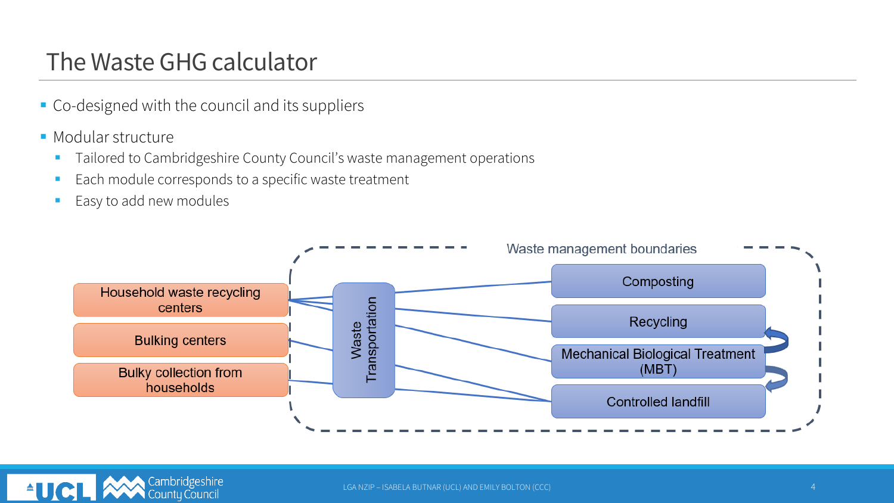# The Waste GHG calculator

- Co-designed with the council and its suppliers
- Modular structure
  - Tailored to Cambridgeshire County Council's waste management operations
  - Each module corresponds to a specific waste treatment
  - Easy to add new modules

Waste management boundaries

Household waste recycling centers

Bulking centers

Bulky collection from households

Waste Transportation

Composting

Recycling

Mechanical Biological Treatment (MBT)

Controlled landfill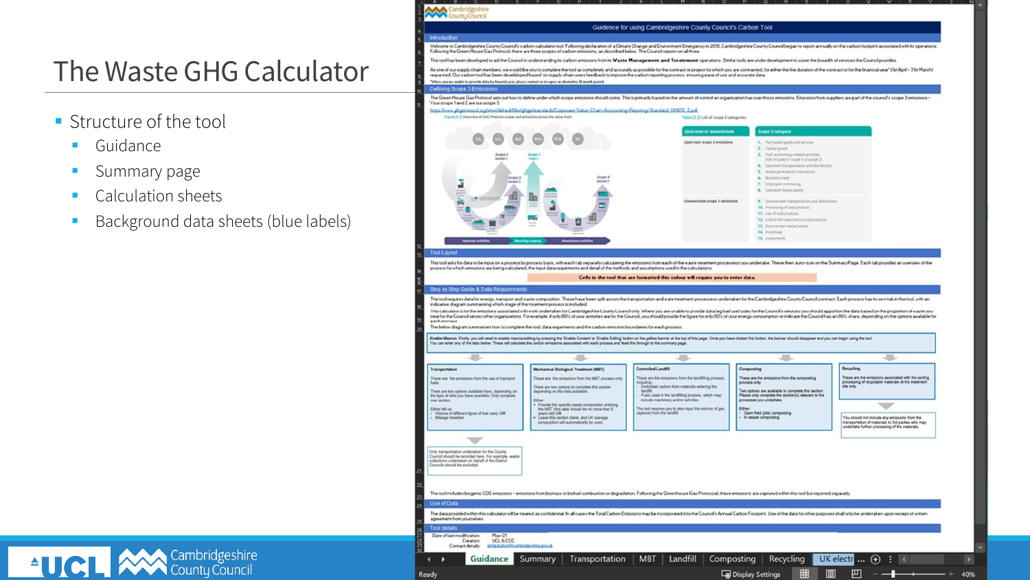# The Waste GHG Calculator

- Structure of the tool
  - Guidance
  - Summary page
  - Calculation sheets
  - Background data sheets (blue labels)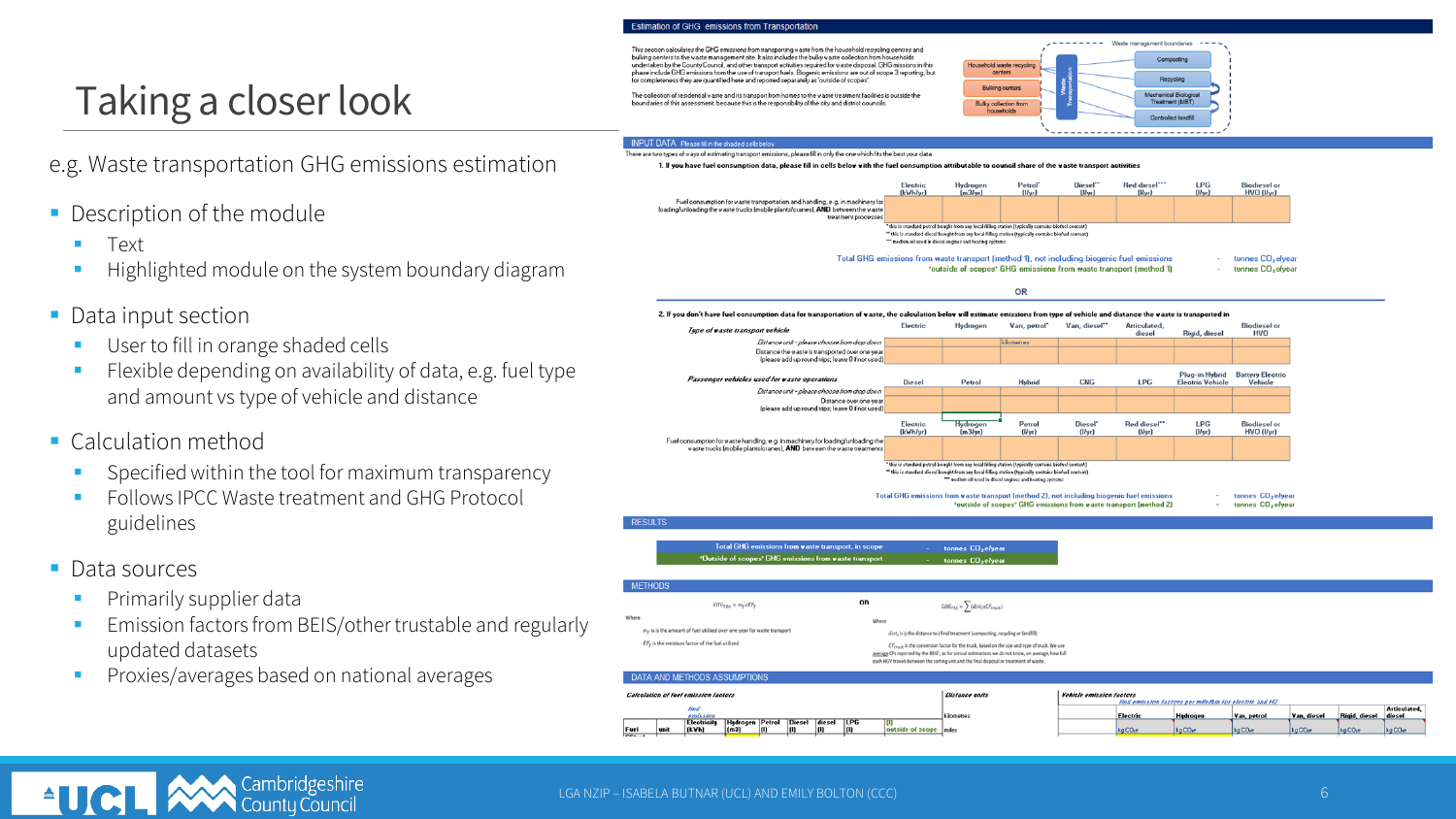# Taking a closer look

e.g. Waste transportation GHG emissions estimation

- Description of the module
  - Text
  - Highlighted module on the system boundary diagram
- Data input section
  - User to fill in orange shaded cells
  - Flexible depending on availability of data, e.g. fuel type and amount vs type of vehicle and distance
- Calculation method
  - Specified within the tool for maximum transparency
  - Follows IPCC Waste treatment and GHG Protocol guidelines
- Data sources
  - Primarily supplier data
  - Emission factors from BEIS/other trustable and regularly updated datasets
  - Proxies/averages based on national averages

## Estimation of GHG emissions from Transportation

This section calculates the GHG emissions from transporting waste from the household recycling centres and bulking centers to the waste management site. It also includes the bulky waste collection from households undertaken by the County Council, and other transport activities required for waste disposal. GHG emissions in this phase include GHG emissions from the use of transport fuels. Biogenic emissions are out of scope 3 reporting, but for completeness they are quantified here and reported separately as "outside of scopes".

The collection of residential waste and its transport from homes to the waste treatment facilities is outside the boundaries of this assessment, because this is the responsibility of the city and district councils.

Waste management boundaries: Household waste recycling centers; Bulking centers; Bulky collection from households → Waste Transportation → Composting; Recycling; Mechanical Biological Treatment (MBT); Controlled landfill

### INPUT DATA Please fill in the shaded cells below

There are two types of ways of estimating transport emissions, please fill in only the one which fits the best your data

**1. If you have fuel consumption data, please fill in cells below with the fuel consumption attributable to council share of the waste transport activities**

| | Electric (kWh/yr) | Hydrogen (m3/yr) | Petrol* (l/yr) | Diesel** (l/yr) | Red diesel*** (l/yr) | LPG (l/yr) | Biodiesel or HVO (l/yr) |
|---|---|---|---|---|---|---|---|
| Fuel consumption for waste transportation and handling, e.g. in machinery for loading/unloading the waste trucks (mobile plants/cranes), AND between the waste treatment processes | | | | | | | |

\* this is standard petrol bought from any local filling station (typically contains biofuel content)
\*\* this is standard diesel bought from any local filling station (typically contains biofuel content)
\*\*\* medium oil used in diesel engines and heating systems

Total GHG emissions from waste transport (method 1), not including biogenic fuel emissions - tonnes $CO_2e$/year
"outside of scopes" GHG emissions from waste transport (method 1) - tonnes $CO_2e$/year

OR

**2. If you don't have fuel consumption data for transportation of waste, the calculation below will estimate emissions from type of vehicle and distance the waste is transported in**

| *Type of waste transport vehicle* | Electric | Hydrogen | Van, petrol* | Van, diesel** | Articulated, diesel | Rigid, diesel | Biodiesel or HVO |
|---|---|---|---|---|---|---|---|
| *Distance unit - please choose from drop down* | | | kilometres | | | | |
| Distance the waste is transported over one year (please add up round trips; leave 0 if not used) | | | | | | | |

| *Passenger vehicles used for waste operations* | Diesel | Petrol | Hybrid | CNG | LPG | Plug-in Hybrid Electric Vehicle | Battery Electric Vehicle |
|---|---|---|---|---|---|---|---|
| *Distance unit - please choose from drop down* | | | | | | | |
| Distance over one year (please add up round trips; leave 0 if not used) | | | | | | | |

| | Electric (kWh/yr) | Hydrogen (m3/yr) | Petrol (l/yr) | Diesel* (l/yr) | Red diesel** (l/yr) | LPG (l/yr) | Biodiesel or HVO (l/yr) |
|---|---|---|---|---|---|---|---|
| Fuel consumption for waste handling, e.g. in machinery for loading/unloading the waste trucks (mobile plants/cranes), AND between the waste treatments | | | | | | | |

\* this is standard petrol bought from any local filling station (typically contains biofuel content)
\*\* this is standard diesel bought from any local filling station (typically contains biofuel content)
\*\*\* medium oil used in diesel engines and heating systems

Total GHG emissions from waste transport (method 2), not including biogenic fuel emissions - tonnes $CO_2e$/year
"outside of scopes" GHG emissions from waste transport (method 2) - tonnes $CO_2e$/year

### RESULTS

| | | |
|---|---|---|
| Total GHG emissions from waste transport, in scope | - | tonnes $CO_2e$/year |
| "Outside of scopes" GHG emissions from waste transport | - | tonnes $CO_2e$/year |

### METHODS

$$GHG_{TRA} = m_f \times EF_f$$

Where

$m_f$ is the amount of fuel utilised over one year for waste transport

$EF_f$ is the emission factor of the fuel utilised

OR

$$GHG_{TRA} = \sum (dist_i \times CF_{truck})$$

Where

$dist_i$ is the distance to final treatment (composting, recycling or landfill)

$CF_{truck}$ is the conversion factor for the truck, based on the size and type of truck. We use average CFs reported by the BEIS, as for annual estimations we do not know, on average, how full each HGV travels between the sorting unit and the final disposal or treatment of waste.

### DATA AND METHODS ASSUMPTIONS

*Calculation of fuel emission factors*

| Fuel | unit | Electricity (kWh) | Hydrogen (m3) | Petrol (l) | Diesel (l) | diesel (l) | LPG (l) | (l) outside of scope |
|---|---|---|---|---|---|---|---|---|

*Distance units*: kilometres; miles

*Vehicle emission factors* — *final emission factors per mile/km for electric and H2*

| Electric | Hydrogen | Van, petrol | Van, diesel | Rigid, diesel | Articulated, diesel |
|---|---|---|---|---|---|
| kg $CO_2e$ | kg $CO_2e$ | kg $CO_2e$ | kg $CO_2e$ | kg $CO_2e$ | kg $CO_2e$ |

LGA NZIP – ISABELA BUTNAR (UCL) AND EMILY BOLTON (CCC)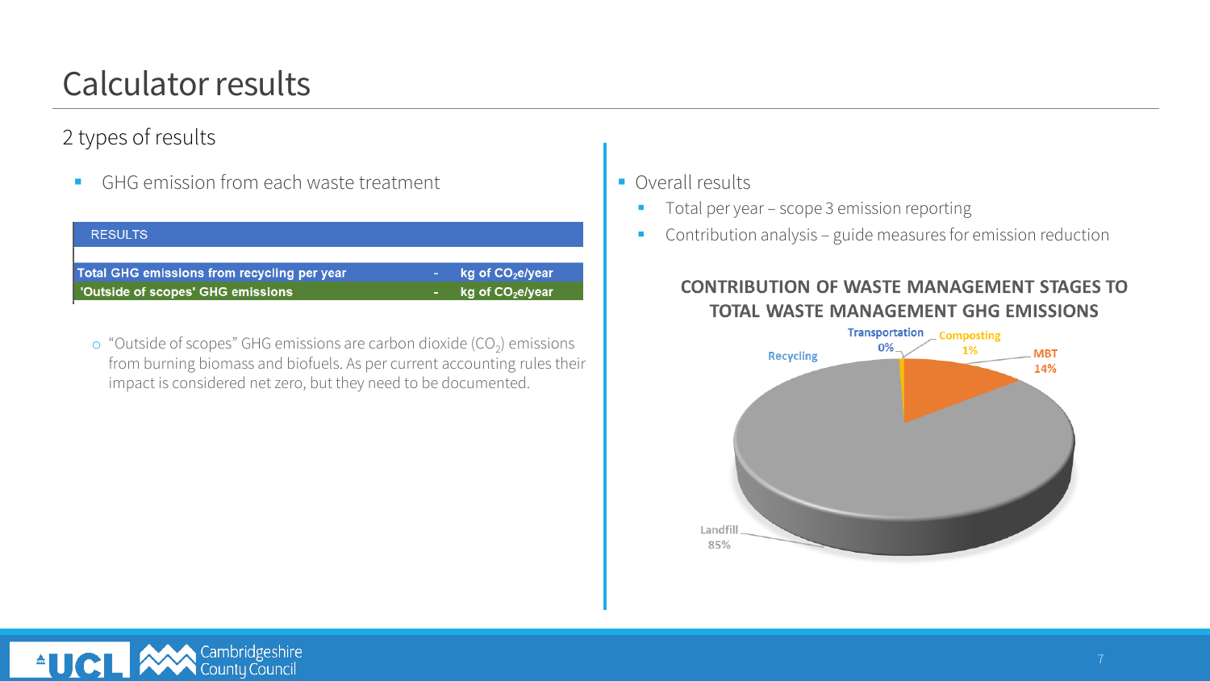# Calculator results

## 2 types of results

- GHG emission from each waste treatment

| RESULTS | | |
|---|---|---|
| Total GHG emissions from recycling per year | - | kg of $CO_2$e/year |
| 'Outside of scopes' GHG emissions | - | kg of $CO_2$e/year |

  - "Outside of scopes" GHG emissions are carbon dioxide ($CO_2$) emissions from burning biomass and biofuels. As per current accounting rules their impact is considered net zero, but they need to be documented.

- Overall results
  - Total per year – scope 3 emission reporting
  - Contribution analysis – guide measures for emission reduction

**CONTRIBUTION OF WASTE MANAGEMENT STAGES TO TOTAL WASTE MANAGEMENT GHG EMISSIONS**

| Stage | Share |
|---|---|
| Recycling | |
| Transportation | 0% |
| Composting | 1% |
| MBT | 14% |
| Landfill | 85% |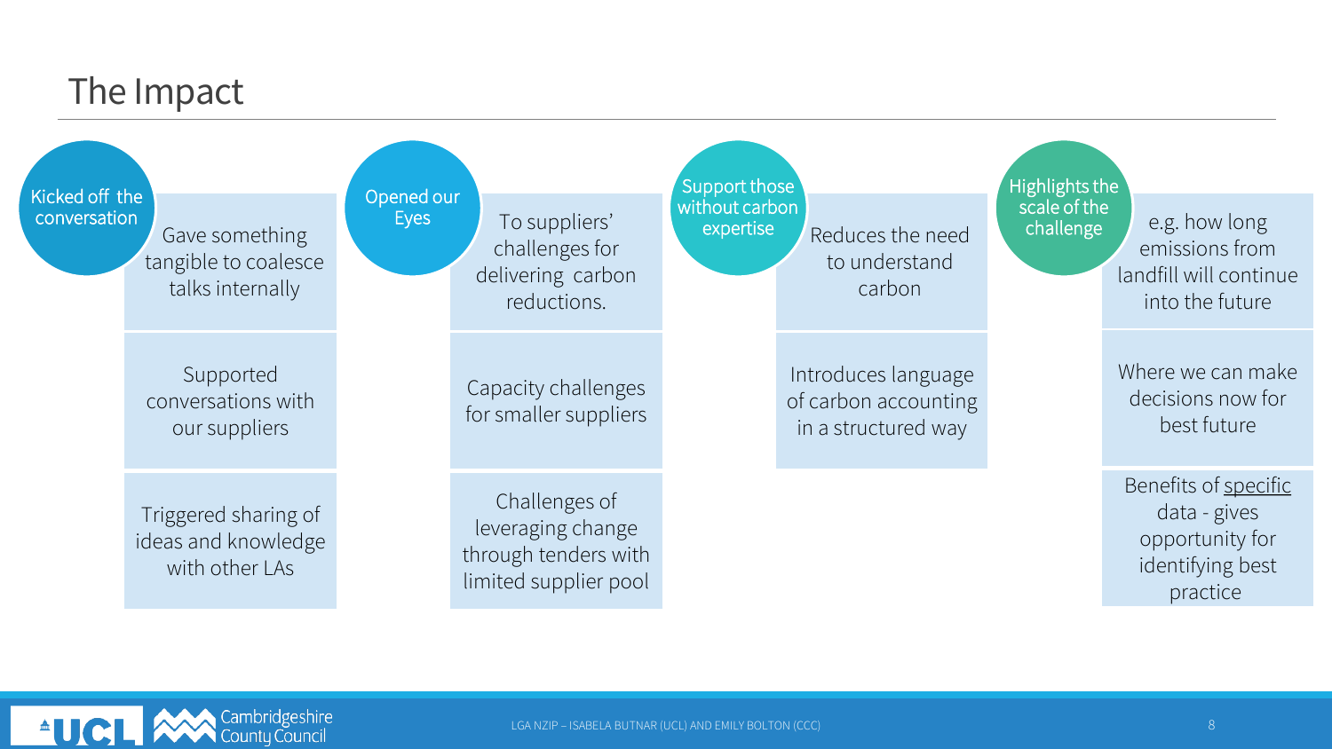# The Impact

## Kicked off the conversation

- Gave something tangible to coalesce talks internally
- Supported conversations with our suppliers
- Triggered sharing of ideas and knowledge with other LAs

## Opened our Eyes

- To suppliers' challenges for delivering carbon reductions.
- Capacity challenges for smaller suppliers
- Challenges of leveraging change through tenders with limited supplier pool

## Support those without carbon expertise

- Reduces the need to understand carbon
- Introduces language of carbon accounting in a structured way

## Highlights the scale of the challenge

- e.g. how long emissions from landfill will continue into the future
- Where we can make decisions now for best future
- Benefits of specific data - gives opportunity for identifying best practice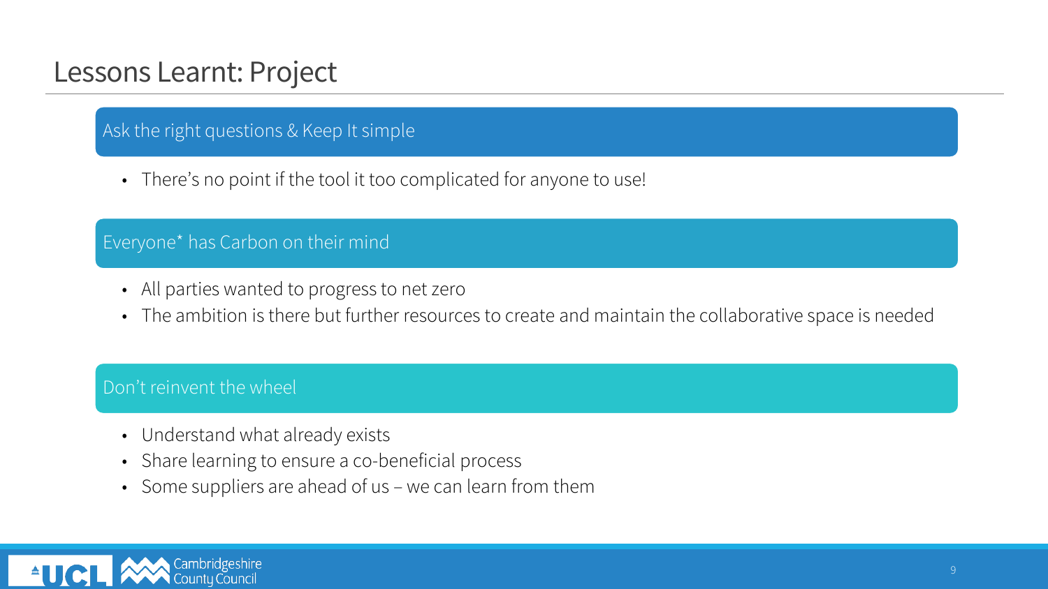# Lessons Learnt: Project

## Ask the right questions & Keep It simple

- There's no point if the tool it too complicated for anyone to use!

## Everyone* has Carbon on their mind

- All parties wanted to progress to net zero
- The ambition is there but further resources to create and maintain the collaborative space is needed

## Don't reinvent the wheel

- Understand what already exists
- Share learning to ensure a co-beneficial process
- Some suppliers are ahead of us – we can learn from them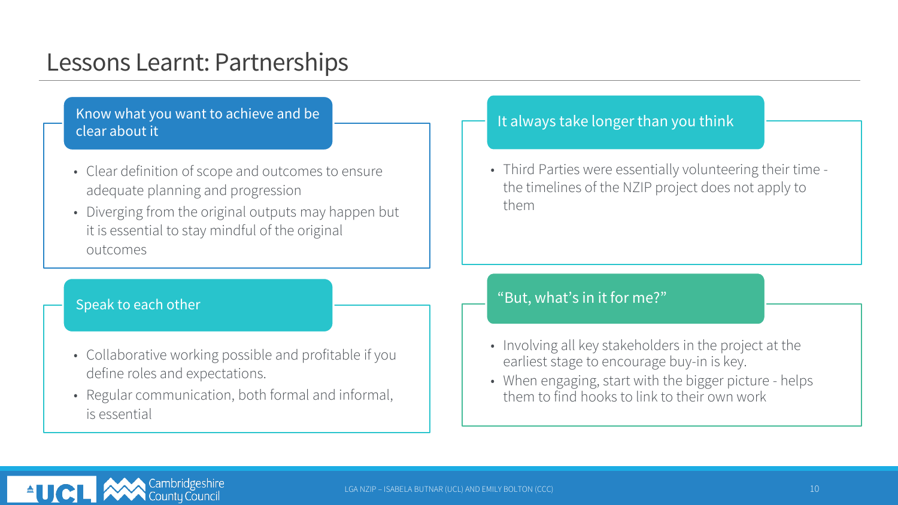# Lessons Learnt: Partnerships

## Know what you want to achieve and be clear about it

- Clear definition of scope and outcomes to ensure adequate planning and progression
- Diverging from the original outputs may happen but it is essential to stay mindful of the original outcomes

## Speak to each other

- Collaborative working possible and profitable if you define roles and expectations.
- Regular communication, both formal and informal, is essential

## It always take longer than you think

- Third Parties were essentially volunteering their time - the timelines of the NZIP project does not apply to them

## "But, what's in it for me?"

- Involving all key stakeholders in the project at the earliest stage to encourage buy-in is key.
- When engaging, start with the bigger picture - helps them to find hooks to link to their own work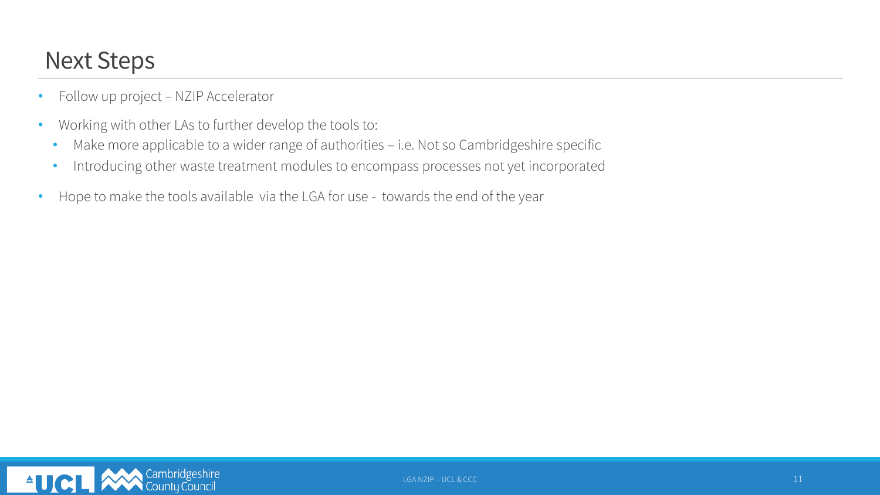# Next Steps

- Follow up project – NZIP Accelerator
- Working with other LAs to further develop the tools to:
  - Make more applicable to a wider range of authorities – i.e. Not so Cambridgeshire specific
  - Introducing other waste treatment modules to encompass processes not yet incorporated
- Hope to make the tools available via the LGA for use - towards the end of the year